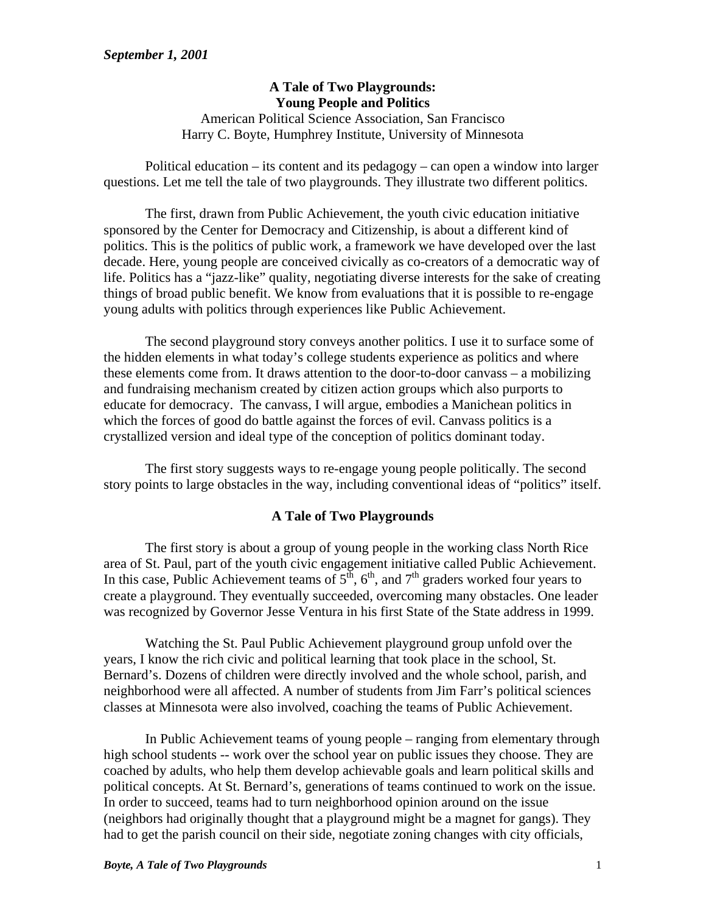*September 1, 2001*

# A Tale of Two Playgrounds: Young People and Politics

American Political Science Association, San Francisco
Harry C. Boyte, Humphrey Institute, University of Minnesota

Political education – its content and its pedagogy – can open a window into larger questions. Let me tell the tale of two playgrounds. They illustrate two different politics.

The first, drawn from Public Achievement, the youth civic education initiative sponsored by the Center for Democracy and Citizenship, is about a different kind of politics. This is the politics of public work, a framework we have developed over the last decade. Here, young people are conceived civically as co-creators of a democratic way of life. Politics has a "jazz-like" quality, negotiating diverse interests for the sake of creating things of broad public benefit. We know from evaluations that it is possible to re-engage young adults with politics through experiences like Public Achievement.

The second playground story conveys another politics. I use it to surface some of the hidden elements in what today's college students experience as politics and where these elements come from. It draws attention to the door-to-door canvass – a mobilizing and fundraising mechanism created by citizen action groups which also purports to educate for democracy. The canvass, I will argue, embodies a Manichean politics in which the forces of good do battle against the forces of evil. Canvass politics is a crystallized version and ideal type of the conception of politics dominant today.

The first story suggests ways to re-engage young people politically. The second story points to large obstacles in the way, including conventional ideas of "politics" itself.

## A Tale of Two Playgrounds

The first story is about a group of young people in the working class North Rice area of St. Paul, part of the youth civic engagement initiative called Public Achievement. In this case, Public Achievement teams of 5th, 6th, and 7th graders worked four years to create a playground. They eventually succeeded, overcoming many obstacles. One leader was recognized by Governor Jesse Ventura in his first State of the State address in 1999.

Watching the St. Paul Public Achievement playground group unfold over the years, I know the rich civic and political learning that took place in the school, St. Bernard's. Dozens of children were directly involved and the whole school, parish, and neighborhood were all affected. A number of students from Jim Farr's political sciences classes at Minnesota were also involved, coaching the teams of Public Achievement.

In Public Achievement teams of young people – ranging from elementary through high school students -- work over the school year on public issues they choose. They are coached by adults, who help them develop achievable goals and learn political skills and political concepts. At St. Bernard's, generations of teams continued to work on the issue. In order to succeed, teams had to turn neighborhood opinion around on the issue (neighbors had originally thought that a playground might be a magnet for gangs). They had to get the parish council on their side, negotiate zoning changes with city officials,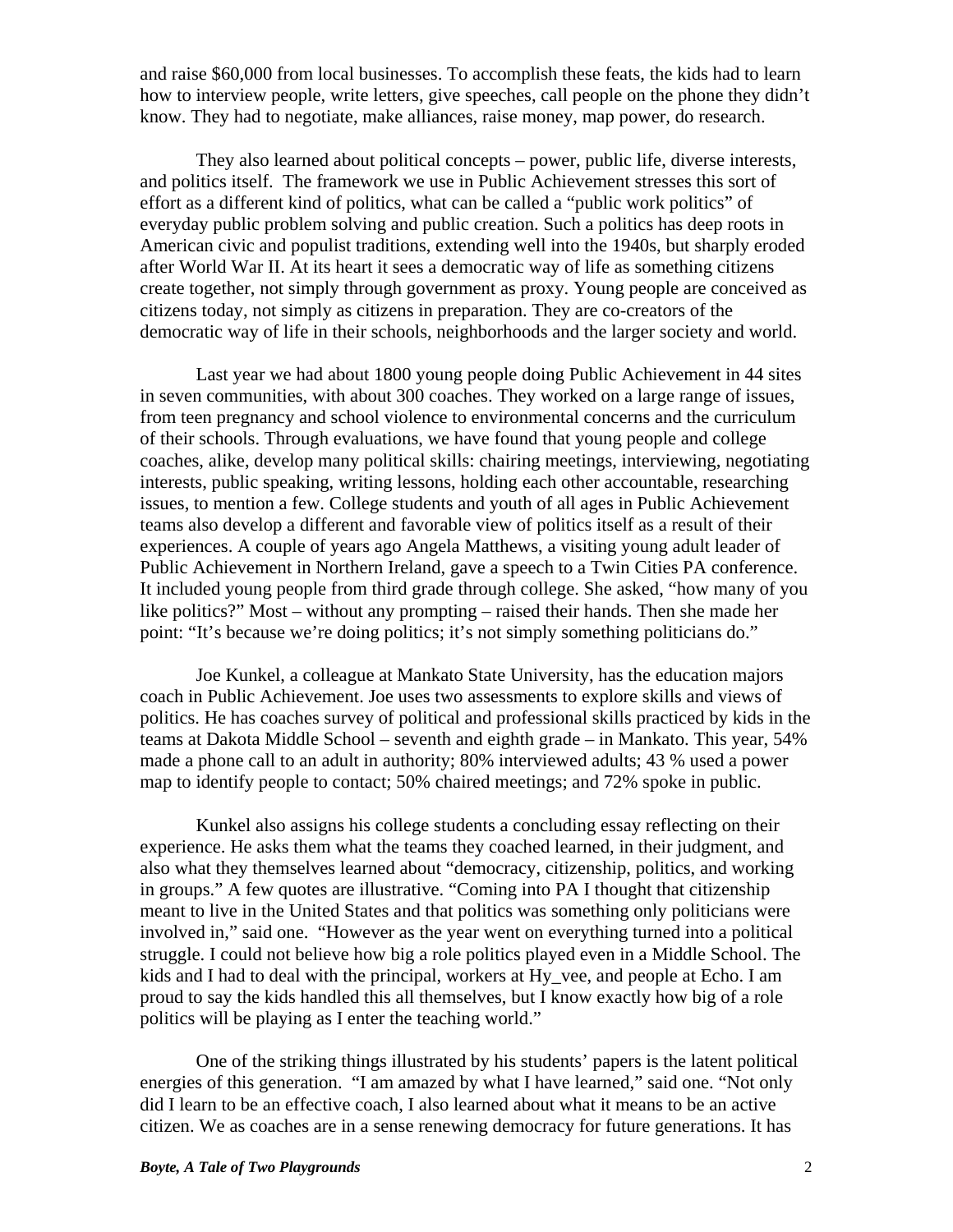and raise $60,000 from local businesses. To accomplish these feats, the kids had to learn how to interview people, write letters, give speeches, call people on the phone they didn't know. They had to negotiate, make alliances, raise money, map power, do research.

They also learned about political concepts – power, public life, diverse interests, and politics itself. The framework we use in Public Achievement stresses this sort of effort as a different kind of politics, what can be called a "public work politics" of everyday public problem solving and public creation. Such a politics has deep roots in American civic and populist traditions, extending well into the 1940s, but sharply eroded after World War II. At its heart it sees a democratic way of life as something citizens create together, not simply through government as proxy. Young people are conceived as citizens today, not simply as citizens in preparation. They are co-creators of the democratic way of life in their schools, neighborhoods and the larger society and world.

Last year we had about 1800 young people doing Public Achievement in 44 sites in seven communities, with about 300 coaches. They worked on a large range of issues, from teen pregnancy and school violence to environmental concerns and the curriculum of their schools. Through evaluations, we have found that young people and college coaches, alike, develop many political skills: chairing meetings, interviewing, negotiating interests, public speaking, writing lessons, holding each other accountable, researching issues, to mention a few. College students and youth of all ages in Public Achievement teams also develop a different and favorable view of politics itself as a result of their experiences. A couple of years ago Angela Matthews, a visiting young adult leader of Public Achievement in Northern Ireland, gave a speech to a Twin Cities PA conference. It included young people from third grade through college. She asked, "how many of you like politics?" Most – without any prompting – raised their hands. Then she made her point: "It's because we're doing politics; it's not simply something politicians do."

Joe Kunkel, a colleague at Mankato State University, has the education majors coach in Public Achievement. Joe uses two assessments to explore skills and views of politics. He has coaches survey of political and professional skills practiced by kids in the teams at Dakota Middle School – seventh and eighth grade – in Mankato. This year, 54% made a phone call to an adult in authority; 80% interviewed adults; 43 % used a power map to identify people to contact; 50% chaired meetings; and 72% spoke in public.

Kunkel also assigns his college students a concluding essay reflecting on their experience. He asks them what the teams they coached learned, in their judgment, and also what they themselves learned about "democracy, citizenship, politics, and working in groups." A few quotes are illustrative. "Coming into PA I thought that citizenship meant to live in the United States and that politics was something only politicians were involved in," said one. "However as the year went on everything turned into a political struggle. I could not believe how big a role politics played even in a Middle School. The kids and I had to deal with the principal, workers at Hy_vee, and people at Echo. I am proud to say the kids handled this all themselves, but I know exactly how big of a role politics will be playing as I enter the teaching world."

One of the striking things illustrated by his students' papers is the latent political energies of this generation. "I am amazed by what I have learned," said one. "Not only did I learn to be an effective coach, I also learned about what it means to be an active citizen. We as coaches are in a sense renewing democracy for future generations. It has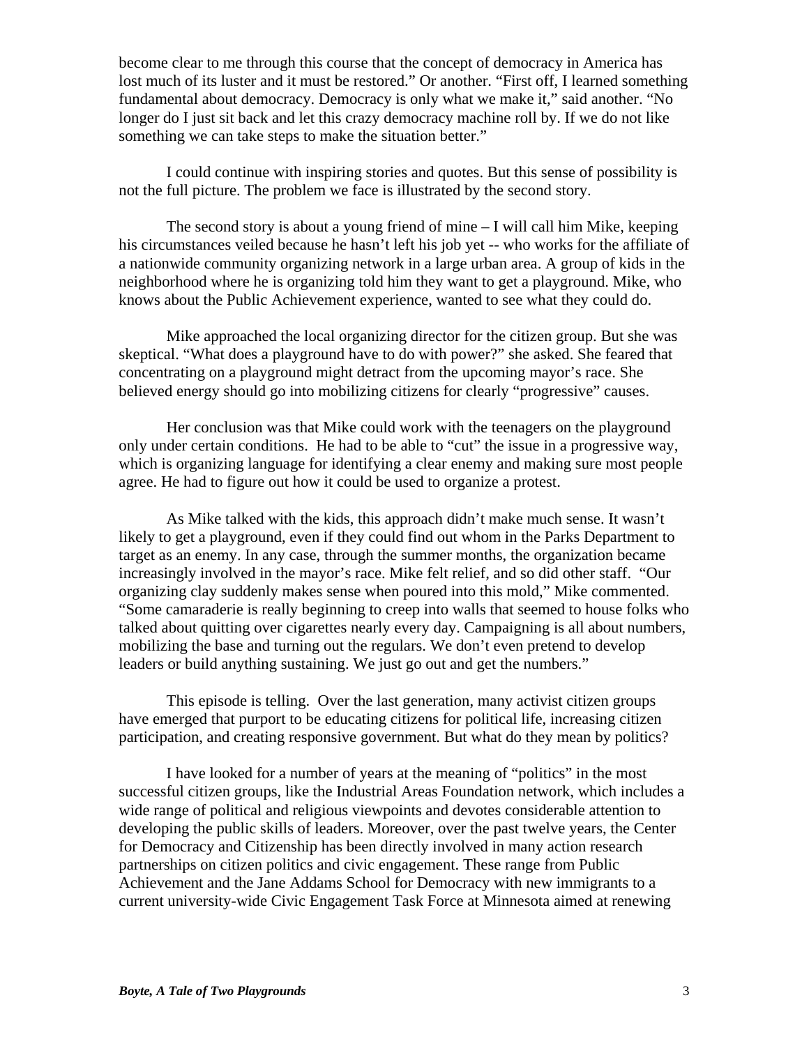become clear to me through this course that the concept of democracy in America has lost much of its luster and it must be restored." Or another. "First off, I learned something fundamental about democracy. Democracy is only what we make it," said another. "No longer do I just sit back and let this crazy democracy machine roll by. If we do not like something we can take steps to make the situation better."

I could continue with inspiring stories and quotes. But this sense of possibility is not the full picture. The problem we face is illustrated by the second story.

The second story is about a young friend of mine – I will call him Mike, keeping his circumstances veiled because he hasn't left his job yet -- who works for the affiliate of a nationwide community organizing network in a large urban area. A group of kids in the neighborhood where he is organizing told him they want to get a playground. Mike, who knows about the Public Achievement experience, wanted to see what they could do.

Mike approached the local organizing director for the citizen group. But she was skeptical. "What does a playground have to do with power?" she asked. She feared that concentrating on a playground might detract from the upcoming mayor's race. She believed energy should go into mobilizing citizens for clearly "progressive" causes.

Her conclusion was that Mike could work with the teenagers on the playground only under certain conditions. He had to be able to "cut" the issue in a progressive way, which is organizing language for identifying a clear enemy and making sure most people agree. He had to figure out how it could be used to organize a protest.

As Mike talked with the kids, this approach didn't make much sense. It wasn't likely to get a playground, even if they could find out whom in the Parks Department to target as an enemy. In any case, through the summer months, the organization became increasingly involved in the mayor's race. Mike felt relief, and so did other staff. "Our organizing clay suddenly makes sense when poured into this mold," Mike commented. "Some camaraderie is really beginning to creep into walls that seemed to house folks who talked about quitting over cigarettes nearly every day. Campaigning is all about numbers, mobilizing the base and turning out the regulars. We don't even pretend to develop leaders or build anything sustaining. We just go out and get the numbers."

This episode is telling. Over the last generation, many activist citizen groups have emerged that purport to be educating citizens for political life, increasing citizen participation, and creating responsive government. But what do they mean by politics?

I have looked for a number of years at the meaning of "politics" in the most successful citizen groups, like the Industrial Areas Foundation network, which includes a wide range of political and religious viewpoints and devotes considerable attention to developing the public skills of leaders. Moreover, over the past twelve years, the Center for Democracy and Citizenship has been directly involved in many action research partnerships on citizen politics and civic engagement. These range from Public Achievement and the Jane Addams School for Democracy with new immigrants to a current university-wide Civic Engagement Task Force at Minnesota aimed at renewing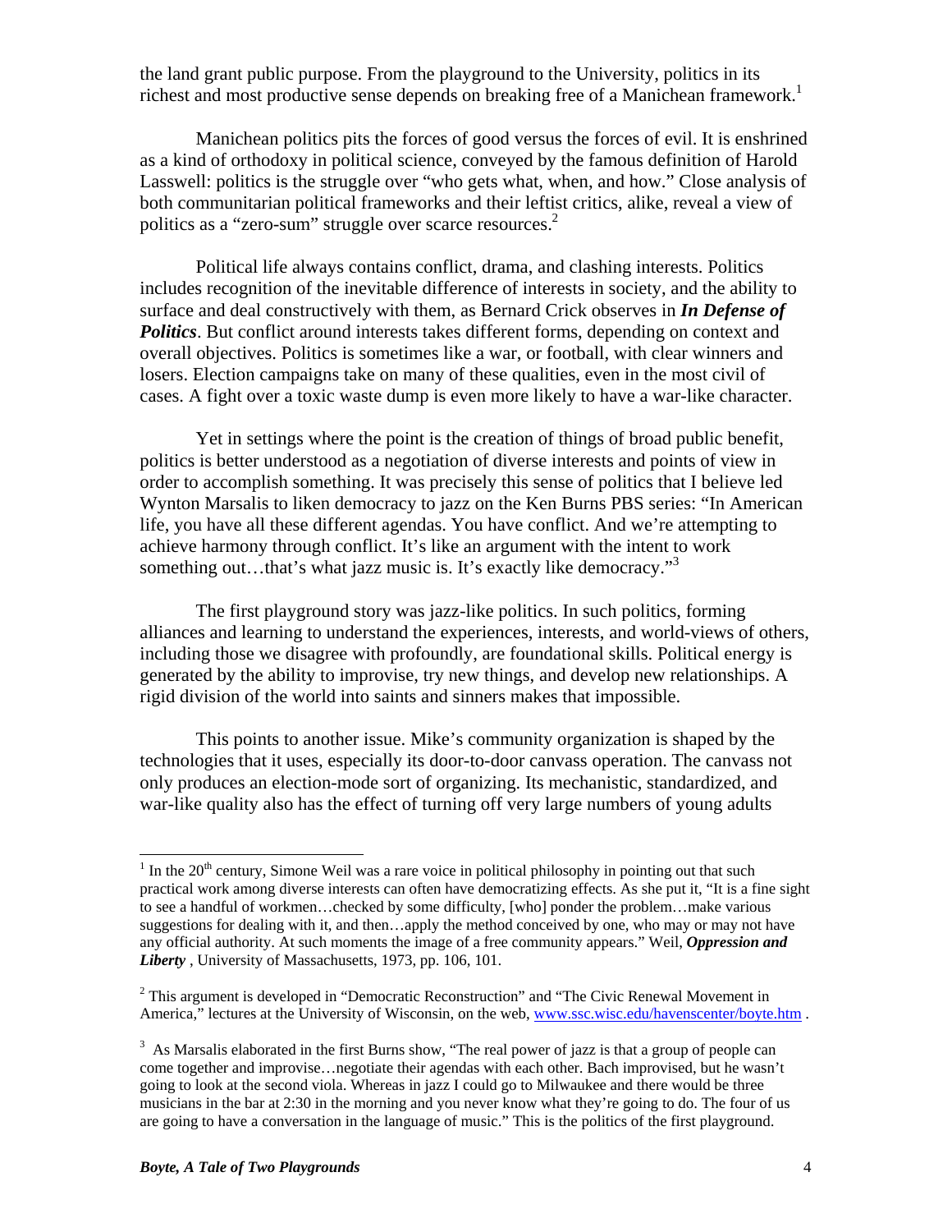the land grant public purpose. From the playground to the University, politics in its richest and most productive sense depends on breaking free of a Manichean framework.[1]

Manichean politics pits the forces of good versus the forces of evil. It is enshrined as a kind of orthodoxy in political science, conveyed by the famous definition of Harold Lasswell: politics is the struggle over "who gets what, when, and how." Close analysis of both communitarian political frameworks and their leftist critics, alike, reveal a view of politics as a "zero-sum" struggle over scarce resources.[2]

Political life always contains conflict, drama, and clashing interests. Politics includes recognition of the inevitable difference of interests in society, and the ability to surface and deal constructively with them, as Bernard Crick observes in ***In Defense of Politics***. But conflict around interests takes different forms, depending on context and overall objectives. Politics is sometimes like a war, or football, with clear winners and losers. Election campaigns take on many of these qualities, even in the most civil of cases. A fight over a toxic waste dump is even more likely to have a war-like character.

Yet in settings where the point is the creation of things of broad public benefit, politics is better understood as a negotiation of diverse interests and points of view in order to accomplish something. It was precisely this sense of politics that I believe led Wynton Marsalis to liken democracy to jazz on the Ken Burns PBS series: "In American life, you have all these different agendas. You have conflict. And we're attempting to achieve harmony through conflict. It's like an argument with the intent to work something out…that's what jazz music is. It's exactly like democracy."[3]

The first playground story was jazz-like politics. In such politics, forming alliances and learning to understand the experiences, interests, and world-views of others, including those we disagree with profoundly, are foundational skills. Political energy is generated by the ability to improvise, try new things, and develop new relationships. A rigid division of the world into saints and sinners makes that impossible.

This points to another issue. Mike's community organization is shaped by the technologies that it uses, especially its door-to-door canvass operation. The canvass not only produces an election-mode sort of organizing. Its mechanistic, standardized, and war-like quality also has the effect of turning off very large numbers of young adults

---

[1] In the 20th century, Simone Weil was a rare voice in political philosophy in pointing out that such practical work among diverse interests can often have democratizing effects. As she put it, "It is a fine sight to see a handful of workmen…checked by some difficulty, [who] ponder the problem…make various suggestions for dealing with it, and then…apply the method conceived by one, who may or may not have any official authority. At such moments the image of a free community appears." Weil, ***Oppression and Liberty***, University of Massachusetts, 1973, pp. 106, 101.

[2] This argument is developed in "Democratic Reconstruction" and "The Civic Renewal Movement in America," lectures at the University of Wisconsin, on the web, www.ssc.wisc.edu/havenscenter/boyte.htm .

[3] As Marsalis elaborated in the first Burns show, "The real power of jazz is that a group of people can come together and improvise…negotiate their agendas with each other. Bach improvised, but he wasn't going to look at the second viola. Whereas in jazz I could go to Milwaukee and there would be three musicians in the bar at 2:30 in the morning and you never know what they're going to do. The four of us are going to have a conversation in the language of music." This is the politics of the first playground.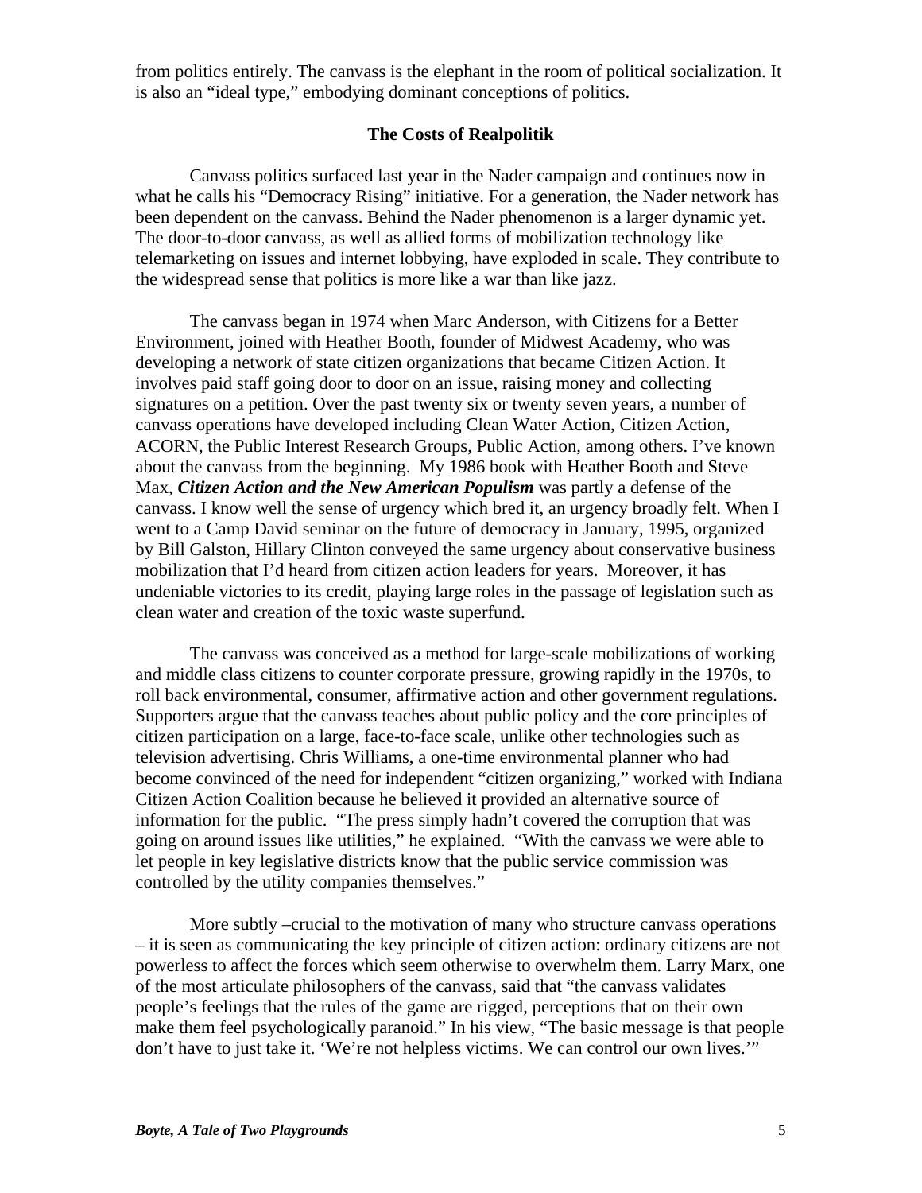from politics entirely. The canvass is the elephant in the room of political socialization. It is also an "ideal type," embodying dominant conceptions of politics.

## The Costs of Realpolitik

Canvass politics surfaced last year in the Nader campaign and continues now in what he calls his "Democracy Rising" initiative. For a generation, the Nader network has been dependent on the canvass. Behind the Nader phenomenon is a larger dynamic yet. The door-to-door canvass, as well as allied forms of mobilization technology like telemarketing on issues and internet lobbying, have exploded in scale. They contribute to the widespread sense that politics is more like a war than like jazz.

The canvass began in 1974 when Marc Anderson, with Citizens for a Better Environment, joined with Heather Booth, founder of Midwest Academy, who was developing a network of state citizen organizations that became Citizen Action. It involves paid staff going door to door on an issue, raising money and collecting signatures on a petition. Over the past twenty six or twenty seven years, a number of canvass operations have developed including Clean Water Action, Citizen Action, ACORN, the Public Interest Research Groups, Public Action, among others. I've known about the canvass from the beginning. My 1986 book with Heather Booth and Steve Max, ***Citizen Action and the New American Populism*** was partly a defense of the canvass. I know well the sense of urgency which bred it, an urgency broadly felt. When I went to a Camp David seminar on the future of democracy in January, 1995, organized by Bill Galston, Hillary Clinton conveyed the same urgency about conservative business mobilization that I'd heard from citizen action leaders for years. Moreover, it has undeniable victories to its credit, playing large roles in the passage of legislation such as clean water and creation of the toxic waste superfund.

The canvass was conceived as a method for large-scale mobilizations of working and middle class citizens to counter corporate pressure, growing rapidly in the 1970s, to roll back environmental, consumer, affirmative action and other government regulations. Supporters argue that the canvass teaches about public policy and the core principles of citizen participation on a large, face-to-face scale, unlike other technologies such as television advertising. Chris Williams, a one-time environmental planner who had become convinced of the need for independent "citizen organizing," worked with Indiana Citizen Action Coalition because he believed it provided an alternative source of information for the public. "The press simply hadn't covered the corruption that was going on around issues like utilities," he explained. "With the canvass we were able to let people in key legislative districts know that the public service commission was controlled by the utility companies themselves."

More subtly –crucial to the motivation of many who structure canvass operations – it is seen as communicating the key principle of citizen action: ordinary citizens are not powerless to affect the forces which seem otherwise to overwhelm them. Larry Marx, one of the most articulate philosophers of the canvass, said that "the canvass validates people's feelings that the rules of the game are rigged, perceptions that on their own make them feel psychologically paranoid." In his view, "The basic message is that people don't have to just take it. 'We're not helpless victims. We can control our own lives.'"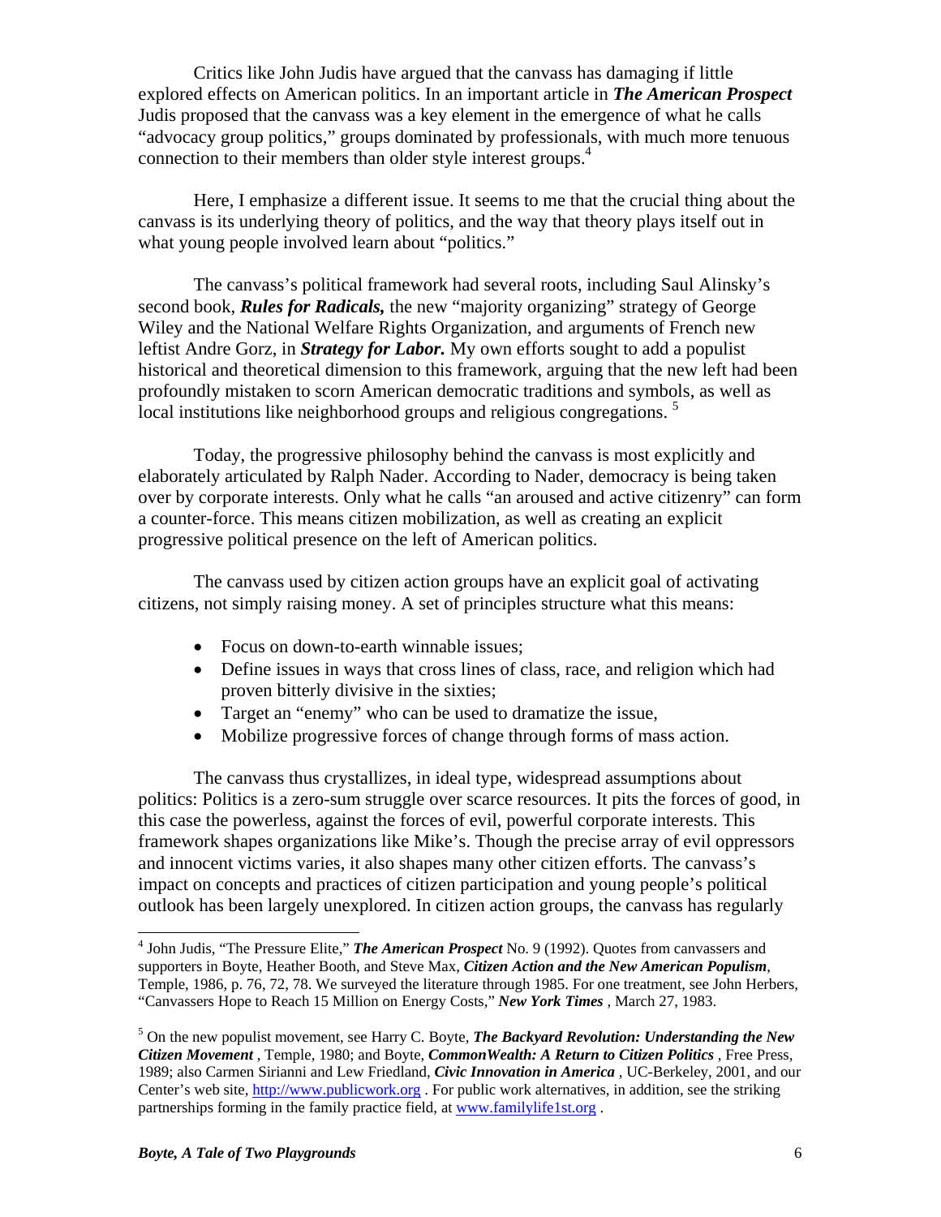Critics like John Judis have argued that the canvass has damaging if little explored effects on American politics. In an important article in ***The American Prospect*** Judis proposed that the canvass was a key element in the emergence of what he calls "advocacy group politics," groups dominated by professionals, with much more tenuous connection to their members than older style interest groups.[4]

Here, I emphasize a different issue. It seems to me that the crucial thing about the canvass is its underlying theory of politics, and the way that theory plays itself out in what young people involved learn about "politics."

The canvass's political framework had several roots, including Saul Alinsky's second book, ***Rules for Radicals,*** the new "majority organizing" strategy of George Wiley and the National Welfare Rights Organization, and arguments of French new leftist Andre Gorz, in ***Strategy for Labor.*** My own efforts sought to add a populist historical and theoretical dimension to this framework, arguing that the new left had been profoundly mistaken to scorn American democratic traditions and symbols, as well as local institutions like neighborhood groups and religious congregations.[5]

Today, the progressive philosophy behind the canvass is most explicitly and elaborately articulated by Ralph Nader. According to Nader, democracy is being taken over by corporate interests. Only what he calls "an aroused and active citizenry" can form a counter-force. This means citizen mobilization, as well as creating an explicit progressive political presence on the left of American politics.

The canvass used by citizen action groups have an explicit goal of activating citizens, not simply raising money. A set of principles structure what this means:

- Focus on down-to-earth winnable issues;
- Define issues in ways that cross lines of class, race, and religion which had proven bitterly divisive in the sixties;
- Target an "enemy" who can be used to dramatize the issue,
- Mobilize progressive forces of change through forms of mass action.

The canvass thus crystallizes, in ideal type, widespread assumptions about politics: Politics is a zero-sum struggle over scarce resources. It pits the forces of good, in this case the powerless, against the forces of evil, powerful corporate interests. This framework shapes organizations like Mike's. Though the precise array of evil oppressors and innocent victims varies, it also shapes many other citizen efforts. The canvass's impact on concepts and practices of citizen participation and young people's political outlook has been largely unexplored. In citizen action groups, the canvass has regularly

---

[4] John Judis, "The Pressure Elite," ***The American Prospect*** No. 9 (1992). Quotes from canvassers and supporters in Boyte, Heather Booth, and Steve Max, ***Citizen Action and the New American Populism***, Temple, 1986, p. 76, 72, 78. We surveyed the literature through 1985. For one treatment, see John Herbers, "Canvassers Hope to Reach 15 Million on Energy Costs," ***New York Times*** , March 27, 1983.

[5] On the new populist movement, see Harry C. Boyte, ***The Backyard Revolution: Understanding the New Citizen Movement*** , Temple, 1980; and Boyte, ***CommonWealth: A Return to Citizen Politics*** , Free Press, 1989; also Carmen Sirianni and Lew Friedland, ***Civic Innovation in America*** , UC-Berkeley, 2001, and our Center's web site, http://www.publicwork.org . For public work alternatives, in addition, see the striking partnerships forming in the family practice field, at www.familylife1st.org .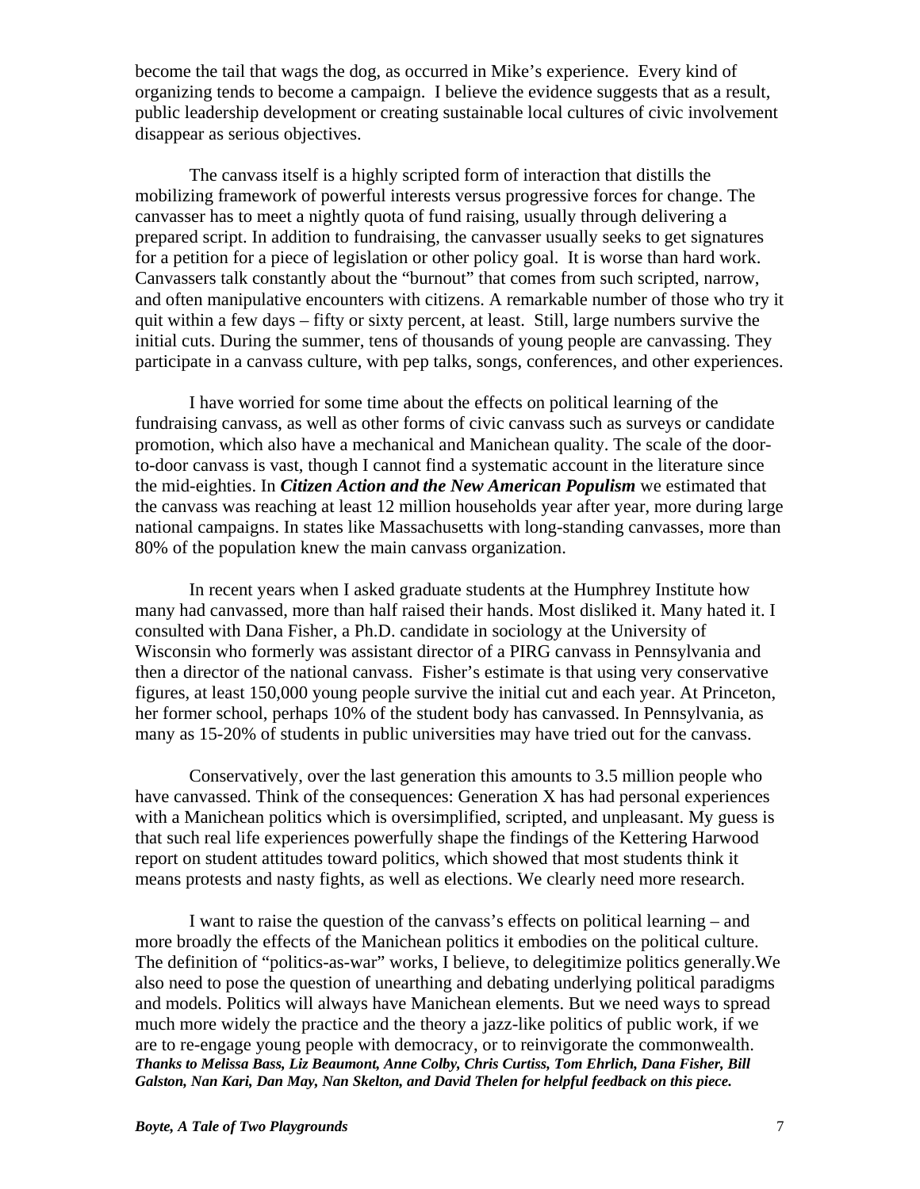become the tail that wags the dog, as occurred in Mike's experience. Every kind of organizing tends to become a campaign. I believe the evidence suggests that as a result, public leadership development or creating sustainable local cultures of civic involvement disappear as serious objectives.

The canvass itself is a highly scripted form of interaction that distills the mobilizing framework of powerful interests versus progressive forces for change. The canvasser has to meet a nightly quota of fund raising, usually through delivering a prepared script. In addition to fundraising, the canvasser usually seeks to get signatures for a petition for a piece of legislation or other policy goal. It is worse than hard work. Canvassers talk constantly about the "burnout" that comes from such scripted, narrow, and often manipulative encounters with citizens. A remarkable number of those who try it quit within a few days – fifty or sixty percent, at least. Still, large numbers survive the initial cuts. During the summer, tens of thousands of young people are canvassing. They participate in a canvass culture, with pep talks, songs, conferences, and other experiences.

I have worried for some time about the effects on political learning of the fundraising canvass, as well as other forms of civic canvass such as surveys or candidate promotion, which also have a mechanical and Manichean quality. The scale of the door-to-door canvass is vast, though I cannot find a systematic account in the literature since the mid-eighties. In ***Citizen Action and the New American Populism*** we estimated that the canvass was reaching at least 12 million households year after year, more during large national campaigns. In states like Massachusetts with long-standing canvasses, more than 80% of the population knew the main canvass organization.

In recent years when I asked graduate students at the Humphrey Institute how many had canvassed, more than half raised their hands. Most disliked it. Many hated it. I consulted with Dana Fisher, a Ph.D. candidate in sociology at the University of Wisconsin who formerly was assistant director of a PIRG canvass in Pennsylvania and then a director of the national canvass. Fisher's estimate is that using very conservative figures, at least 150,000 young people survive the initial cut and each year. At Princeton, her former school, perhaps 10% of the student body has canvassed. In Pennsylvania, as many as 15-20% of students in public universities may have tried out for the canvass.

Conservatively, over the last generation this amounts to 3.5 million people who have canvassed. Think of the consequences: Generation X has had personal experiences with a Manichean politics which is oversimplified, scripted, and unpleasant. My guess is that such real life experiences powerfully shape the findings of the Kettering Harwood report on student attitudes toward politics, which showed that most students think it means protests and nasty fights, as well as elections. We clearly need more research.

I want to raise the question of the canvass's effects on political learning – and more broadly the effects of the Manichean politics it embodies on the political culture. The definition of "politics-as-war" works, I believe, to delegitimize politics generally.We also need to pose the question of unearthing and debating underlying political paradigms and models. Politics will always have Manichean elements. But we need ways to spread much more widely the practice and the theory a jazz-like politics of public work, if we are to re-engage young people with democracy, or to reinvigorate the commonwealth.

***Thanks to Melissa Bass, Liz Beaumont, Anne Colby, Chris Curtiss, Tom Ehrlich, Dana Fisher, Bill Galston, Nan Kari, Dan May, Nan Skelton, and David Thelen for helpful feedback on this piece.***